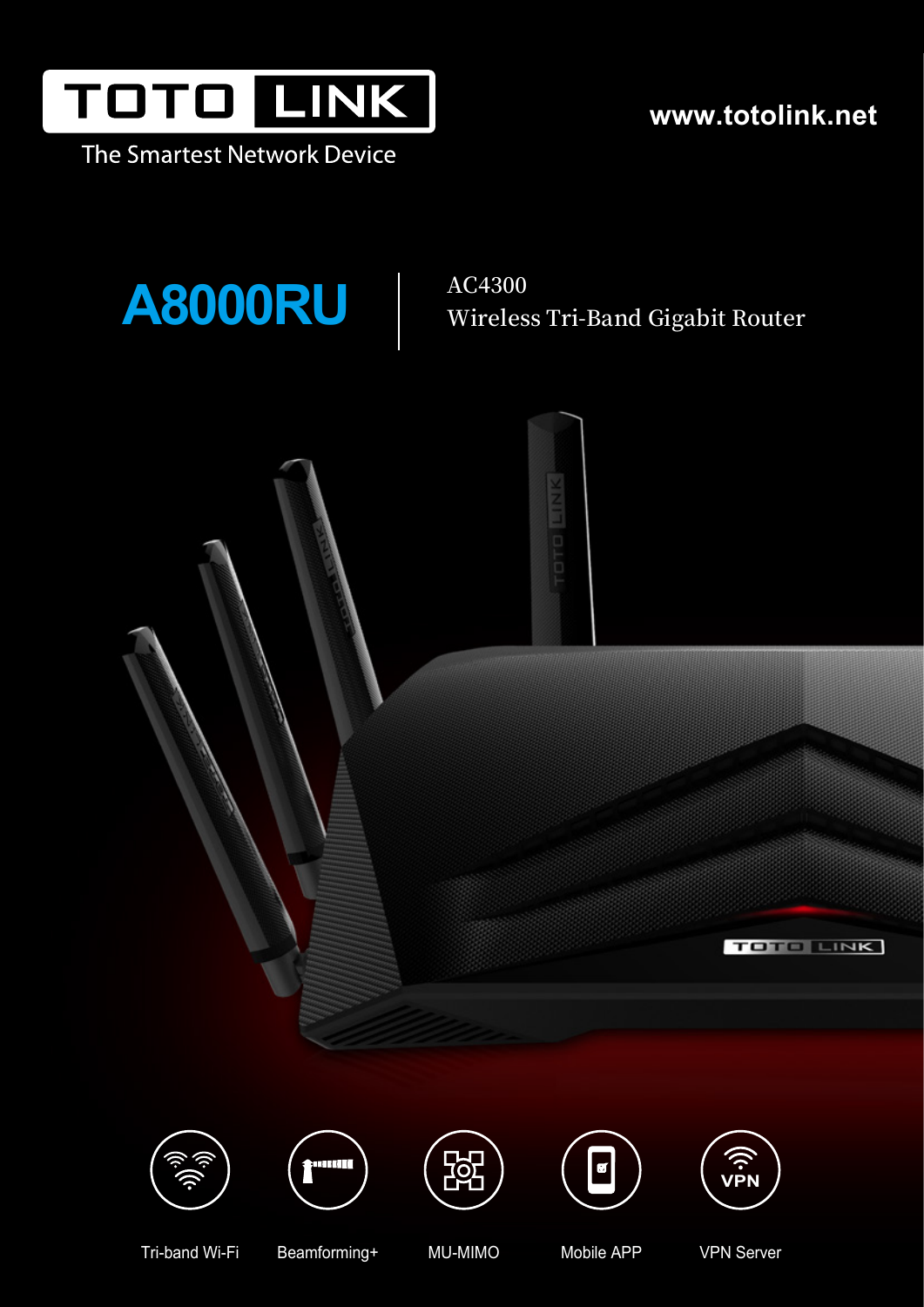TOTO LINK

The Smartest Network Device

www.totolink.net

# A8000RU

AC4300

Wireless Tri-Band Gigabit Router

Tri-band Wi-Fi

Beamforming+

MU-MIMO

Mobile APP

VPN Server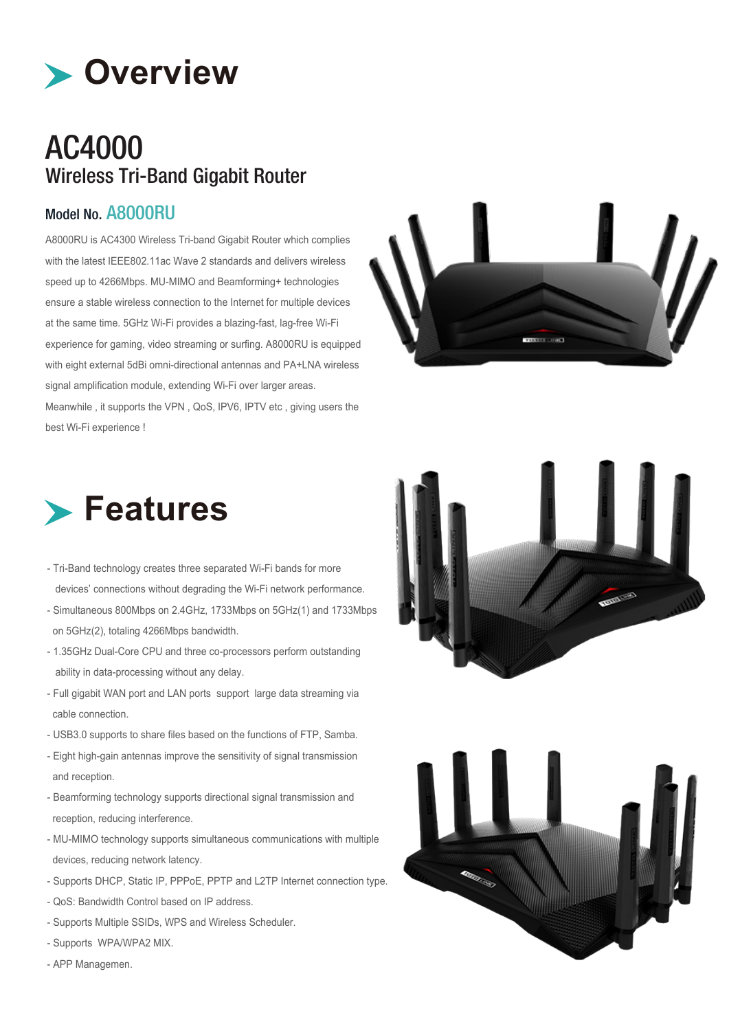# Overview

## AC4000

### Wireless Tri-Band Gigabit Router

#### Model No. A8000RU

A8000RU is AC4300 Wireless Tri-band Gigabit Router which complies with the latest IEEE802.11ac Wave 2 standards and delivers wireless speed up to 4266Mbps. MU-MIMO and Beamforming+ technologies ensure a stable wireless connection to the Internet for multiple devices at the same time. 5GHz Wi-Fi provides a blazing-fast, lag-free Wi-Fi experience for gaming, video streaming or surfing. A8000RU is equipped with eight external 5dBi omni-directional antennas and PA+LNA wireless signal amplification module, extending Wi-Fi over larger areas. Meanwhile , it supports the VPN , QoS, IPV6, IPTV etc , giving users the best Wi-Fi experience !

# Features

- Tri-Band technology creates three separated Wi-Fi bands for more devices' connections without degrading the Wi-Fi network performance.
- Simultaneous 800Mbps on 2.4GHz, 1733Mbps on 5GHz(1) and 1733Mbps on 5GHz(2), totaling 4266Mbps bandwidth.
- 1.35GHz Dual-Core CPU and three co-processors perform outstanding ability in data-processing without any delay.
- Full gigabit WAN port and LAN ports support large data streaming via cable connection.
- USB3.0 supports to share files based on the functions of FTP, Samba.
- Eight high-gain antennas improve the sensitivity of signal transmission and reception.
- Beamforming technology supports directional signal transmission and reception, reducing interference.
- MU-MIMO technology supports simultaneous communications with multiple devices, reducing network latency.
- Supports DHCP, Static IP, PPPoE, PPTP and L2TP Internet connection type.
- QoS: Bandwidth Control based on IP address.
- Supports Multiple SSIDs, WPS and Wireless Scheduler.
- Supports WPA/WPA2 MIX.
- APP Managemen.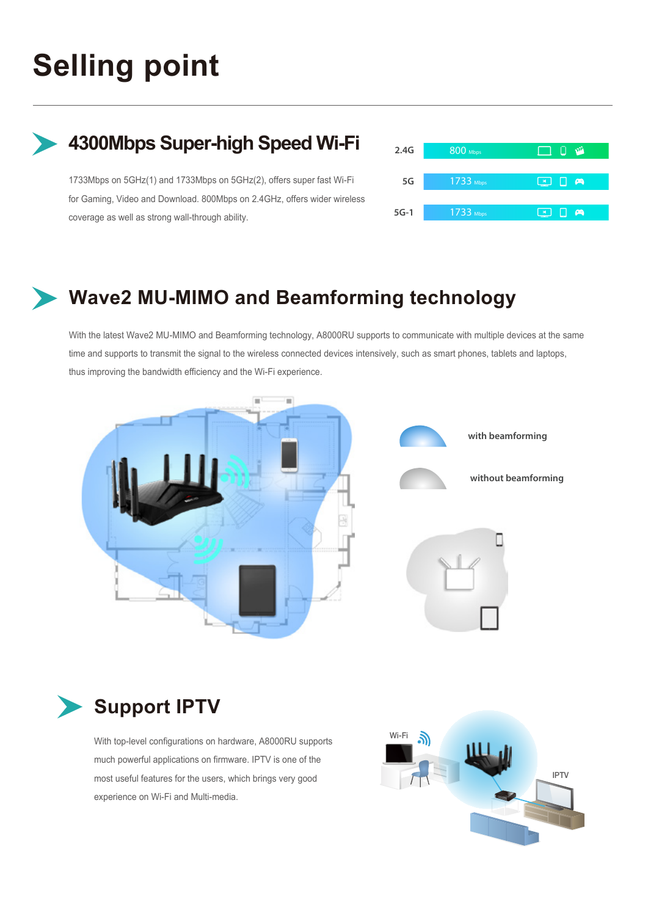# Selling point

## 4300Mbps Super-high Speed Wi-Fi

1733Mbps on 5GHz(1) and 1733Mbps on 5GHz(2), offers super fast Wi-Fi for Gaming, Video and Download. 800Mbps on 2.4GHz, offers wider wireless coverage as well as strong wall-through ability.

2.4G
800 Mbps

5G
1733 Mbps

5G-1
1733 Mbps

## Wave2 MU-MIMO and Beamforming technology

With the latest Wave2 MU-MIMO and Beamforming technology, A8000RU supports to communicate with multiple devices at the same time and supports to transmit the signal to the wireless connected devices intensively, such as smart phones, tablets and laptops, thus improving the bandwidth efficiency and the Wi-Fi experience.

with beamforming

without beamforming

## Support IPTV

With top-level configurations on hardware, A8000RU supports much powerful applications on firmware. IPTV is one of the most useful features for the users, which brings very good experience on Wi-Fi and Multi-media.

Wi-Fi

IPTV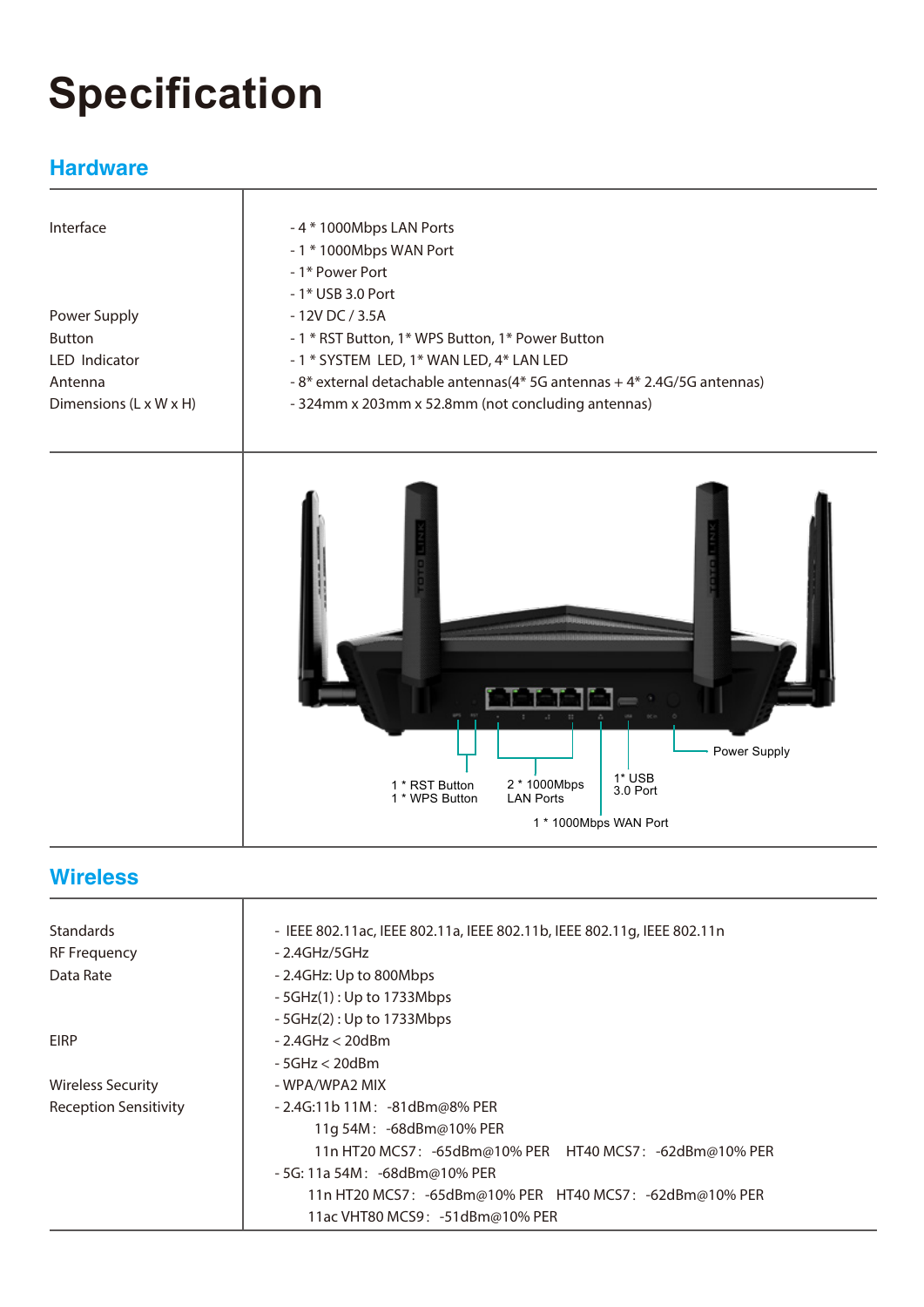# Specification

## Hardware

| | |
|---|---|
| Interface | - 4 * 1000Mbps LAN Ports<br>- 1 * 1000Mbps WAN Port<br>- 1* Power Port<br>- 1* USB 3.0 Port |
| Power Supply | - 12V DC / 3.5A |
| Button | - 1 * RST Button, 1* WPS Button, 1* Power Button |
| LED Indicator | - 1 * SYSTEM LED, 1* WAN LED, 4* LAN LED |
| Antenna | - 8* external detachable antennas(4* 5G antennas + 4* 2.4G/5G antennas) |
| Dimensions (L x W x H) | - 324mm x 203mm x 52.8mm (not concluding antennas) |

Power Supply

1 * RST Button
1 * WPS Button

2 * 1000Mbps
LAN Ports

1* USB
3.0 Port

1 * 1000Mbps WAN Port

## Wireless

| | |
|---|---|
| Standards | - IEEE 802.11ac, IEEE 802.11a, IEEE 802.11b, IEEE 802.11g, IEEE 802.11n |
| RF Frequency | - 2.4GHz/5GHz |
| Data Rate | - 2.4GHz: Up to 800Mbps<br>- 5GHz(1) : Up to 1733Mbps<br>- 5GHz(2) : Up to 1733Mbps |
| EIRP | - 2.4GHz < 20dBm<br>- 5GHz < 20dBm |
| Wireless Security | - WPA/WPA2 MIX |
| Reception Sensitivity | - 2.4G:11b 11M : -81dBm@8% PER<br>11g 54M : -68dBm@10% PER<br>11n HT20 MCS7 : -65dBm@10% PER HT40 MCS7 : -62dBm@10% PER<br>- 5G: 11a 54M : -68dBm@10% PER<br>11n HT20 MCS7 : -65dBm@10% PER HT40 MCS7 : -62dBm@10% PER<br>11ac VHT80 MCS9 : -51dBm@10% PER |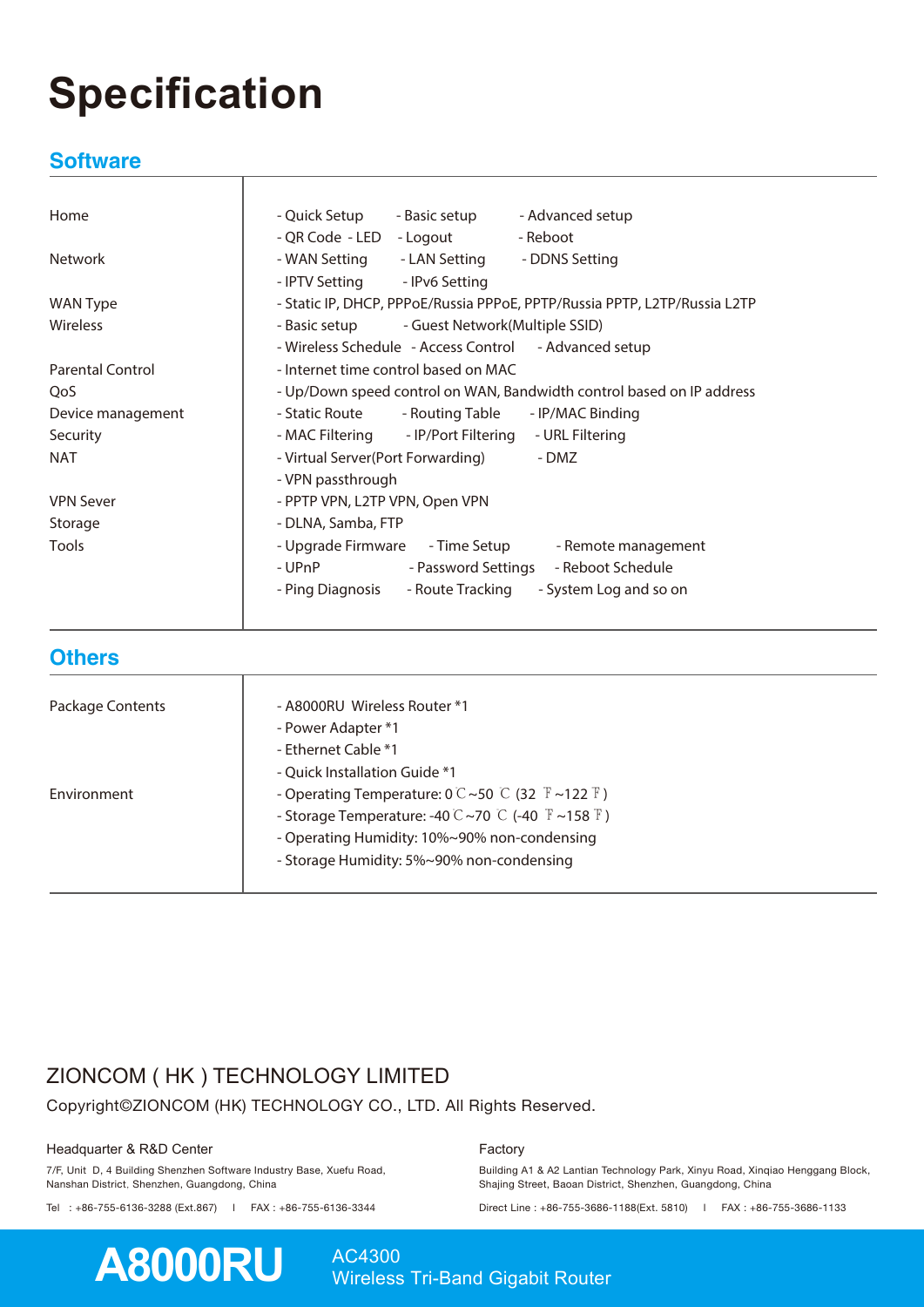# Specification

## Software

| | |
|---|---|
| Home | - Quick Setup - Basic setup - Advanced setup<br>- QR Code - LED - Logout - Reboot |
| Network | - WAN Setting - LAN Setting - DDNS Setting<br>- IPTV Setting - IPv6 Setting |
| WAN Type | - Static IP, DHCP, PPPoE/Russia PPPoE, PPTP/Russia PPTP, L2TP/Russia L2TP |
| Wireless | - Basic setup - Guest Network(Multiple SSID)<br>- Wireless Schedule - Access Control - Advanced setup |
| Parental Control | - Internet time control based on MAC |
| QoS | - Up/Down speed control on WAN, Bandwidth control based on IP address |
| Device management | - Static Route - Routing Table - IP/MAC Binding |
| Security | - MAC Filtering - IP/Port Filtering - URL Filtering |
| NAT | - Virtual Server(Port Forwarding) - DMZ<br>- VPN passthrough |
| VPN Sever | - PPTP VPN, L2TP VPN, Open VPN |
| Storage | - DLNA, Samba, FTP |
| Tools | - Upgrade Firmware - Time Setup - Remote management<br>- UPnP - Password Settings - Reboot Schedule<br>- Ping Diagnosis - Route Tracking - System Log and so on |

## Others

| | |
|---|---|
| Package Contents | - A8000RU Wireless Router *1<br>- Power Adapter *1<br>- Ethernet Cable *1<br>- Quick Installation Guide *1 |
| Environment | - Operating Temperature: 0℃~50 ℃ (32 ℉~122 ℉)<br>- Storage Temperature: -40℃~70 ℃ (-40 ℉~158 ℉)<br>- Operating Humidity: 10%~90% non-condensing<br>- Storage Humidity: 5%~90% non-condensing |

ZIONCOM ( HK ) TECHNOLOGY LIMITED

Copyright©ZIONCOM (HK) TECHNOLOGY CO., LTD. All Rights Reserved.

Headquarter & R&D Center

7/F, Unit D, 4 Building Shenzhen Software Industry Base, Xuefu Road, Nanshan District, Shenzhen, Guangdong, China

Tel : +86-755-6136-3288 (Ext.867) | FAX : +86-755-6136-3344

Factory

Building A1 & A2 Lantian Technology Park, Xinyu Road, Xinqiao Henggang Block, Shajing Street, Baoan District, Shenzhen, Guangdong, China

Direct Line : +86-755-3686-1188(Ext. 5810) | FAX : +86-755-3686-1133

**A8000RU** AC4300 Wireless Tri-Band Gigabit Router